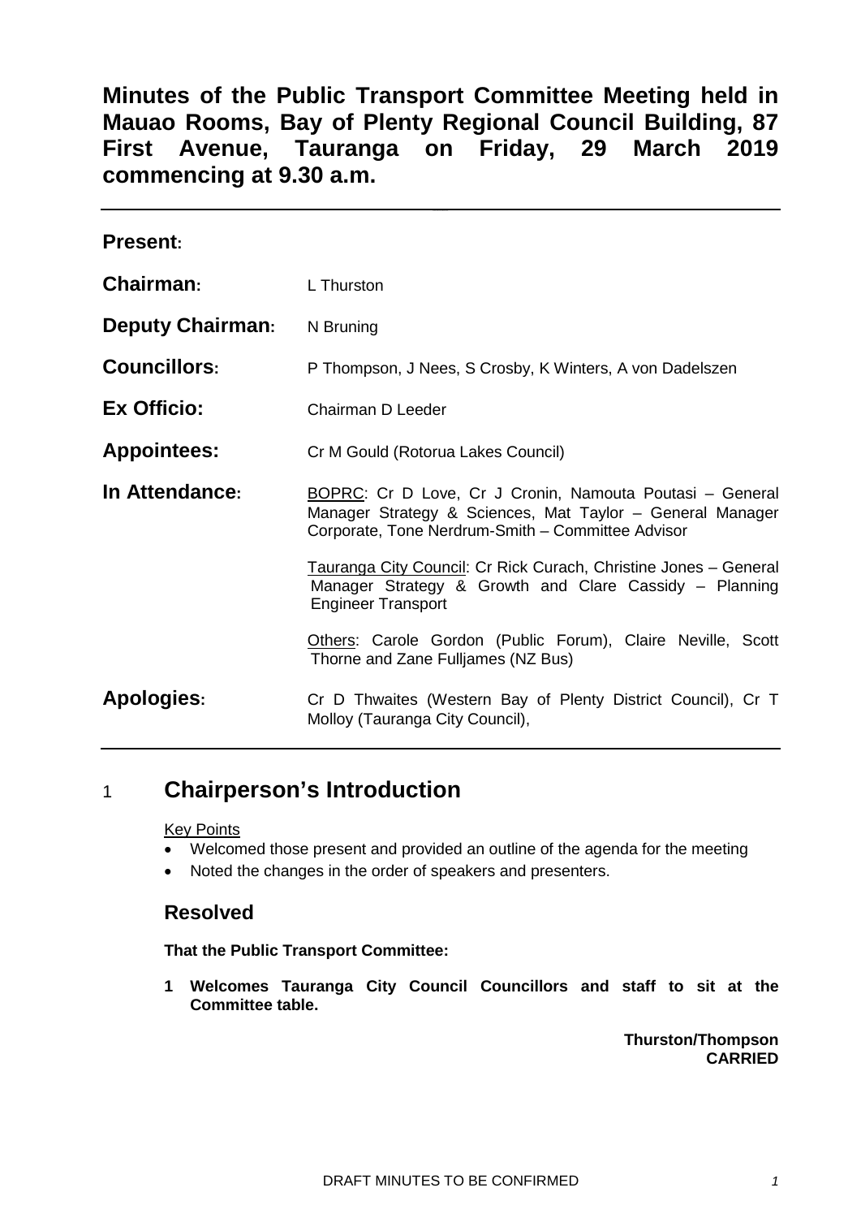# Minutes of the Public Transport Committee Meeting held in Mauao Rooms, Bay of Plenty Regional Council Building, 87 First Avenue, Tauranga on Friday, 29 March 2019 commencing at 9.30 a.m.

**Present:**

| | |
|---|---|
| **Chairman:** | L Thurston |
| **Deputy Chairman:** | N Bruning |
| **Councillors:** | P Thompson, J Nees, S Crosby, K Winters, A von Dadelszen |
| **Ex Officio:** | Chairman D Leeder |
| **Appointees:** | Cr M Gould (Rotorua Lakes Council) |
| **In Attendance:** | BOPRC: Cr D Love, Cr J Cronin, Namouta Poutasi – General Manager Strategy & Sciences, Mat Taylor – General Manager Corporate, Tone Nerdrum-Smith – Committee Advisor<br><br>Tauranga City Council: Cr Rick Curach, Christine Jones – General Manager Strategy & Growth and Clare Cassidy – Planning Engineer Transport<br><br>Others: Carole Gordon (Public Forum), Claire Neville, Scott Thorne and Zane Fulljames (NZ Bus) |
| **Apologies:** | Cr D Thwaites (Western Bay of Plenty District Council), Cr T Molloy (Tauranga City Council), |

## 1 Chairperson's Introduction

Key Points

- Welcomed those present and provided an outline of the agenda for the meeting
- Noted the changes in the order of speakers and presenters.

### Resolved

**That the Public Transport Committee:**

**1 Welcomes Tauranga City Council Councillors and staff to sit at the Committee table.**

**Thurston/Thompson**
**CARRIED**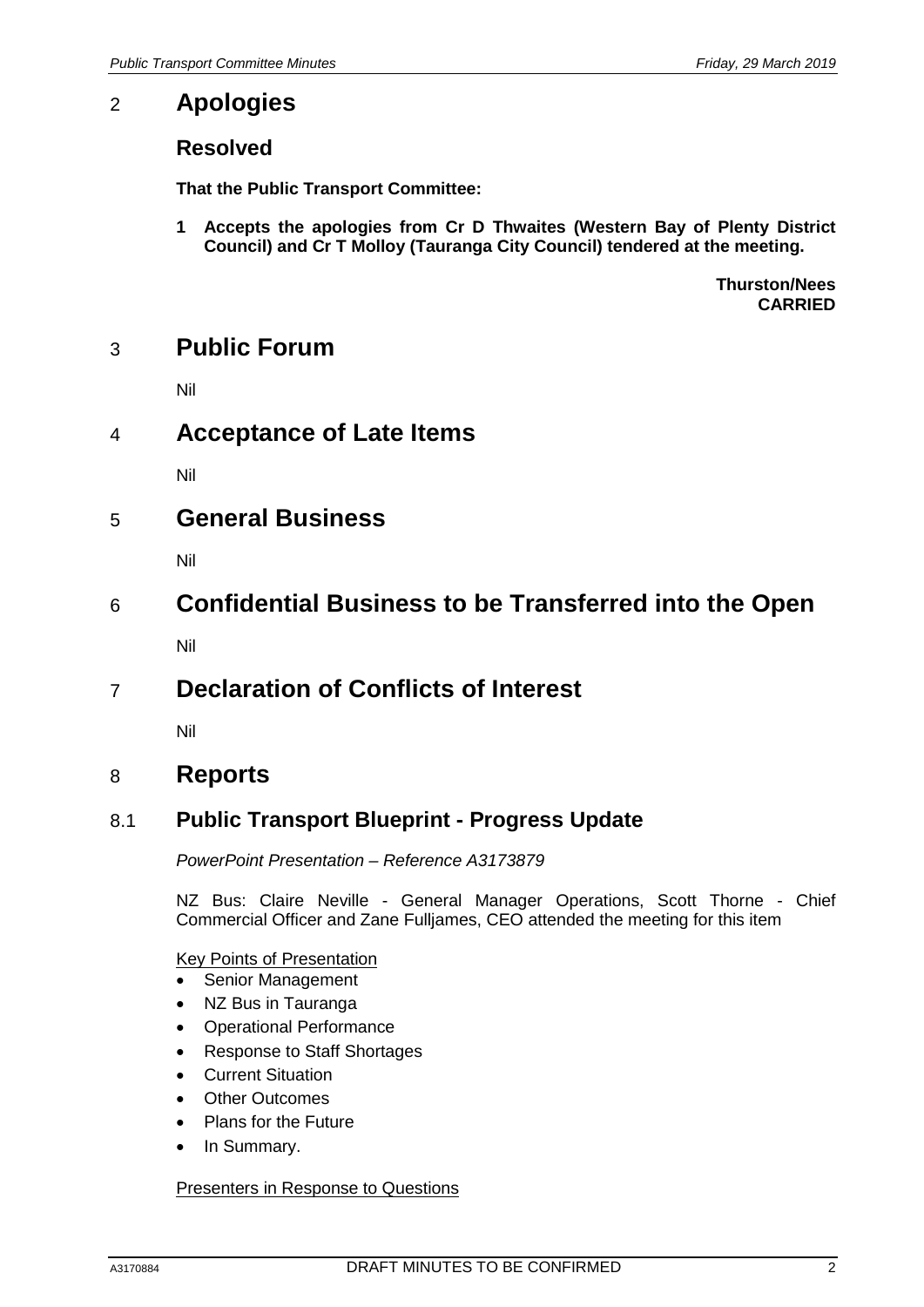## 2 Apologies

### Resolved

**That the Public Transport Committee:**

**1 Accepts the apologies from Cr D Thwaites (Western Bay of Plenty District Council) and Cr T Molloy (Tauranga City Council) tendered at the meeting.**

**Thurston/Nees**
**CARRIED**

## 3 Public Forum

Nil

## 4 Acceptance of Late Items

Nil

## 5 General Business

Nil

## 6 Confidential Business to be Transferred into the Open

Nil

## 7 Declaration of Conflicts of Interest

Nil

## 8 Reports

### 8.1 Public Transport Blueprint - Progress Update

*PowerPoint Presentation – Reference A3173879*

NZ Bus: Claire Neville - General Manager Operations, Scott Thorne - Chief Commercial Officer and Zane Fulljames, CEO attended the meeting for this item

Key Points of Presentation

- Senior Management
- NZ Bus in Tauranga
- Operational Performance
- Response to Staff Shortages
- Current Situation
- Other Outcomes
- Plans for the Future
- In Summary.

Presenters in Response to Questions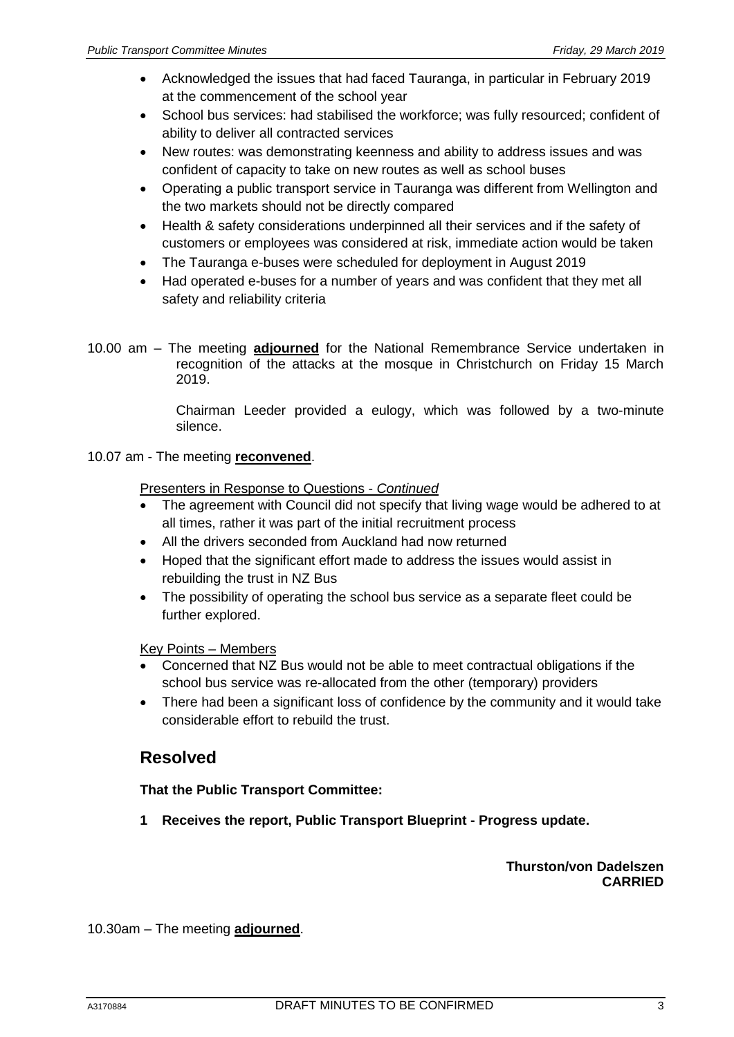- Acknowledged the issues that had faced Tauranga, in particular in February 2019 at the commencement of the school year
- School bus services: had stabilised the workforce; was fully resourced; confident of ability to deliver all contracted services
- New routes: was demonstrating keenness and ability to address issues and was confident of capacity to take on new routes as well as school buses
- Operating a public transport service in Tauranga was different from Wellington and the two markets should not be directly compared
- Health & safety considerations underpinned all their services and if the safety of customers or employees was considered at risk, immediate action would be taken
- The Tauranga e-buses were scheduled for deployment in August 2019
- Had operated e-buses for a number of years and was confident that they met all safety and reliability criteria

10.00 am – The meeting **adjourned** for the National Remembrance Service undertaken in recognition of the attacks at the mosque in Christchurch on Friday 15 March 2019.

Chairman Leeder provided a eulogy, which was followed by a two-minute silence.

10.07 am - The meeting **reconvened**.

Presenters in Response to Questions - *Continued*

- The agreement with Council did not specify that living wage would be adhered to at all times, rather it was part of the initial recruitment process
- All the drivers seconded from Auckland had now returned
- Hoped that the significant effort made to address the issues would assist in rebuilding the trust in NZ Bus
- The possibility of operating the school bus service as a separate fleet could be further explored.

Key Points – Members

- Concerned that NZ Bus would not be able to meet contractual obligations if the school bus service was re-allocated from the other (temporary) providers
- There had been a significant loss of confidence by the community and it would take considerable effort to rebuild the trust.

## Resolved

**That the Public Transport Committee:**

**1 Receives the report, Public Transport Blueprint - Progress update.**

**Thurston/von Dadelszen**
**CARRIED**

10.30am – The meeting **adjourned**.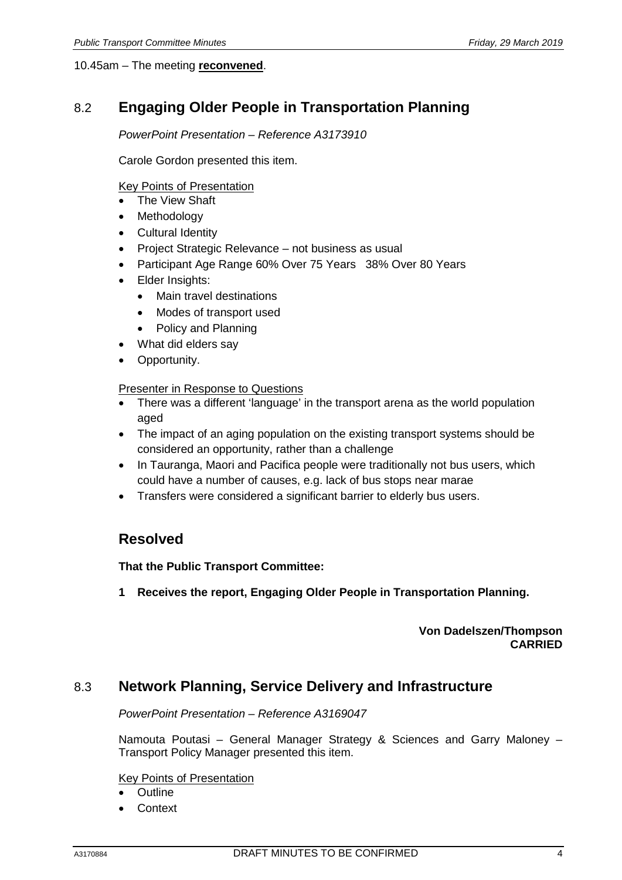10.45am – The meeting **reconvened**.

## 8.2 Engaging Older People in Transportation Planning

*PowerPoint Presentation – Reference A3173910*

Carole Gordon presented this item.

Key Points of Presentation

- The View Shaft
- Methodology
- Cultural Identity
- Project Strategic Relevance – not business as usual
- Participant Age Range 60% Over 75 Years 38% Over 80 Years
- Elder Insights:
  - Main travel destinations
  - Modes of transport used
  - Policy and Planning
- What did elders say
- Opportunity.

Presenter in Response to Questions

- There was a different 'language' in the transport arena as the world population aged
- The impact of an aging population on the existing transport systems should be considered an opportunity, rather than a challenge
- In Tauranga, Maori and Pacifica people were traditionally not bus users, which could have a number of causes, e.g. lack of bus stops near marae
- Transfers were considered a significant barrier to elderly bus users.

### Resolved

**That the Public Transport Committee:**

**1 Receives the report, Engaging Older People in Transportation Planning.**

**Von Dadelszen/Thompson**
**CARRIED**

## 8.3 Network Planning, Service Delivery and Infrastructure

*PowerPoint Presentation – Reference A3169047*

Namouta Poutasi – General Manager Strategy & Sciences and Garry Maloney – Transport Policy Manager presented this item.

Key Points of Presentation

- Outline
- Context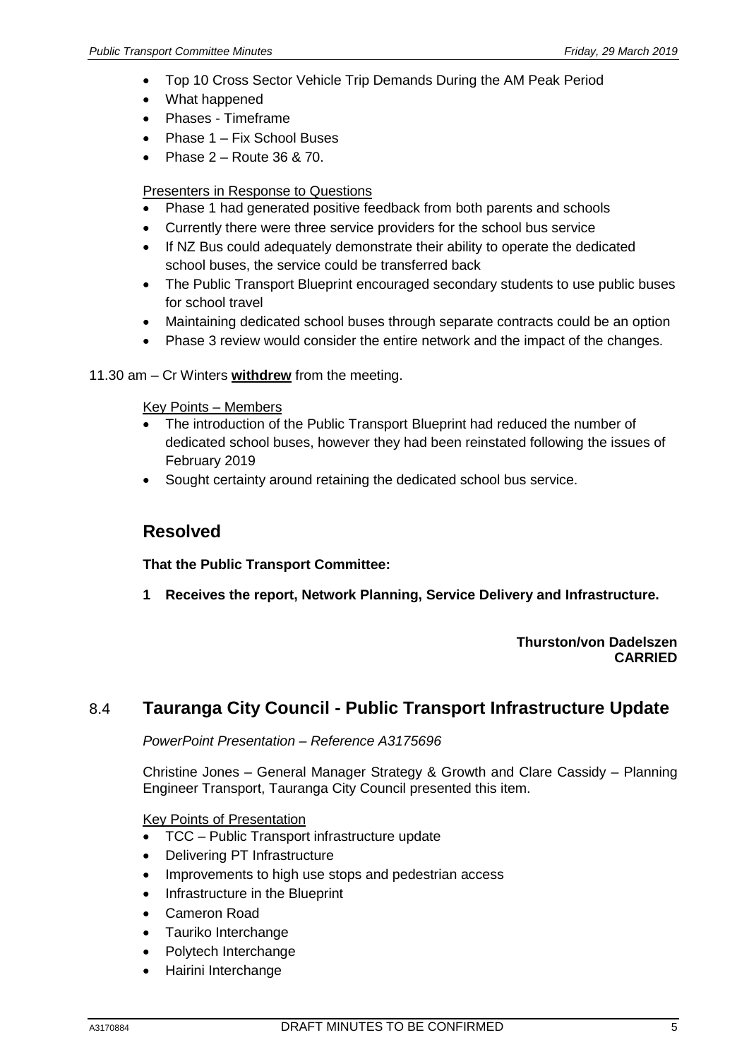- Top 10 Cross Sector Vehicle Trip Demands During the AM Peak Period
- What happened
- Phases - Timeframe
- Phase 1 – Fix School Buses
- Phase 2 – Route 36 & 70.

Presenters in Response to Questions

- Phase 1 had generated positive feedback from both parents and schools
- Currently there were three service providers for the school bus service
- If NZ Bus could adequately demonstrate their ability to operate the dedicated school buses, the service could be transferred back
- The Public Transport Blueprint encouraged secondary students to use public buses for school travel
- Maintaining dedicated school buses through separate contracts could be an option
- Phase 3 review would consider the entire network and the impact of the changes.

11.30 am – Cr Winters **withdrew** from the meeting.

Key Points – Members

- The introduction of the Public Transport Blueprint had reduced the number of dedicated school buses, however they had been reinstated following the issues of February 2019
- Sought certainty around retaining the dedicated school bus service.

## Resolved

**That the Public Transport Committee:**

**1 Receives the report, Network Planning, Service Delivery and Infrastructure.**

**Thurston/von Dadelszen**
**CARRIED**

## 8.4 Tauranga City Council - Public Transport Infrastructure Update

*PowerPoint Presentation – Reference A3175696*

Christine Jones – General Manager Strategy & Growth and Clare Cassidy – Planning Engineer Transport, Tauranga City Council presented this item.

Key Points of Presentation

- TCC – Public Transport infrastructure update
- Delivering PT Infrastructure
- Improvements to high use stops and pedestrian access
- Infrastructure in the Blueprint
- Cameron Road
- Tauriko Interchange
- Polytech Interchange
- Hairini Interchange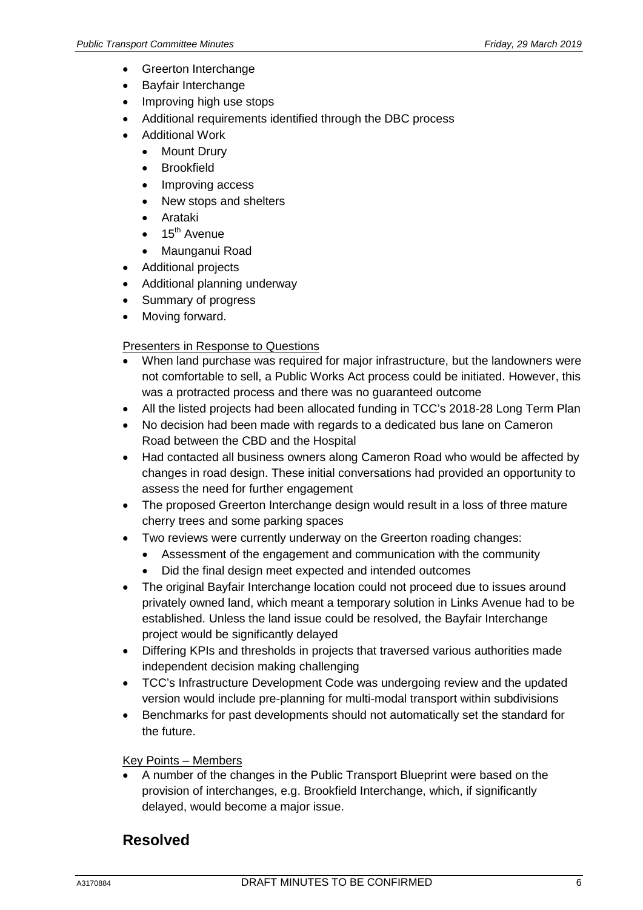- Greerton Interchange
- Bayfair Interchange
- Improving high use stops
- Additional requirements identified through the DBC process
- Additional Work
  - Mount Drury
  - Brookfield
  - Improving access
  - New stops and shelters
  - Arataki
  - 15th Avenue
  - Maunganui Road
- Additional projects
- Additional planning underway
- Summary of progress
- Moving forward.

Presenters in Response to Questions

- When land purchase was required for major infrastructure, but the landowners were not comfortable to sell, a Public Works Act process could be initiated. However, this was a protracted process and there was no guaranteed outcome
- All the listed projects had been allocated funding in TCC's 2018-28 Long Term Plan
- No decision had been made with regards to a dedicated bus lane on Cameron Road between the CBD and the Hospital
- Had contacted all business owners along Cameron Road who would be affected by changes in road design. These initial conversations had provided an opportunity to assess the need for further engagement
- The proposed Greerton Interchange design would result in a loss of three mature cherry trees and some parking spaces
- Two reviews were currently underway on the Greerton roading changes:
  - Assessment of the engagement and communication with the community
  - Did the final design meet expected and intended outcomes
- The original Bayfair Interchange location could not proceed due to issues around privately owned land, which meant a temporary solution in Links Avenue had to be established. Unless the land issue could be resolved, the Bayfair Interchange project would be significantly delayed
- Differing KPIs and thresholds in projects that traversed various authorities made independent decision making challenging
- TCC's Infrastructure Development Code was undergoing review and the updated version would include pre-planning for multi-modal transport within subdivisions
- Benchmarks for past developments should not automatically set the standard for the future.

Key Points – Members

- A number of the changes in the Public Transport Blueprint were based on the provision of interchanges, e.g. Brookfield Interchange, which, if significantly delayed, would become a major issue.

## Resolved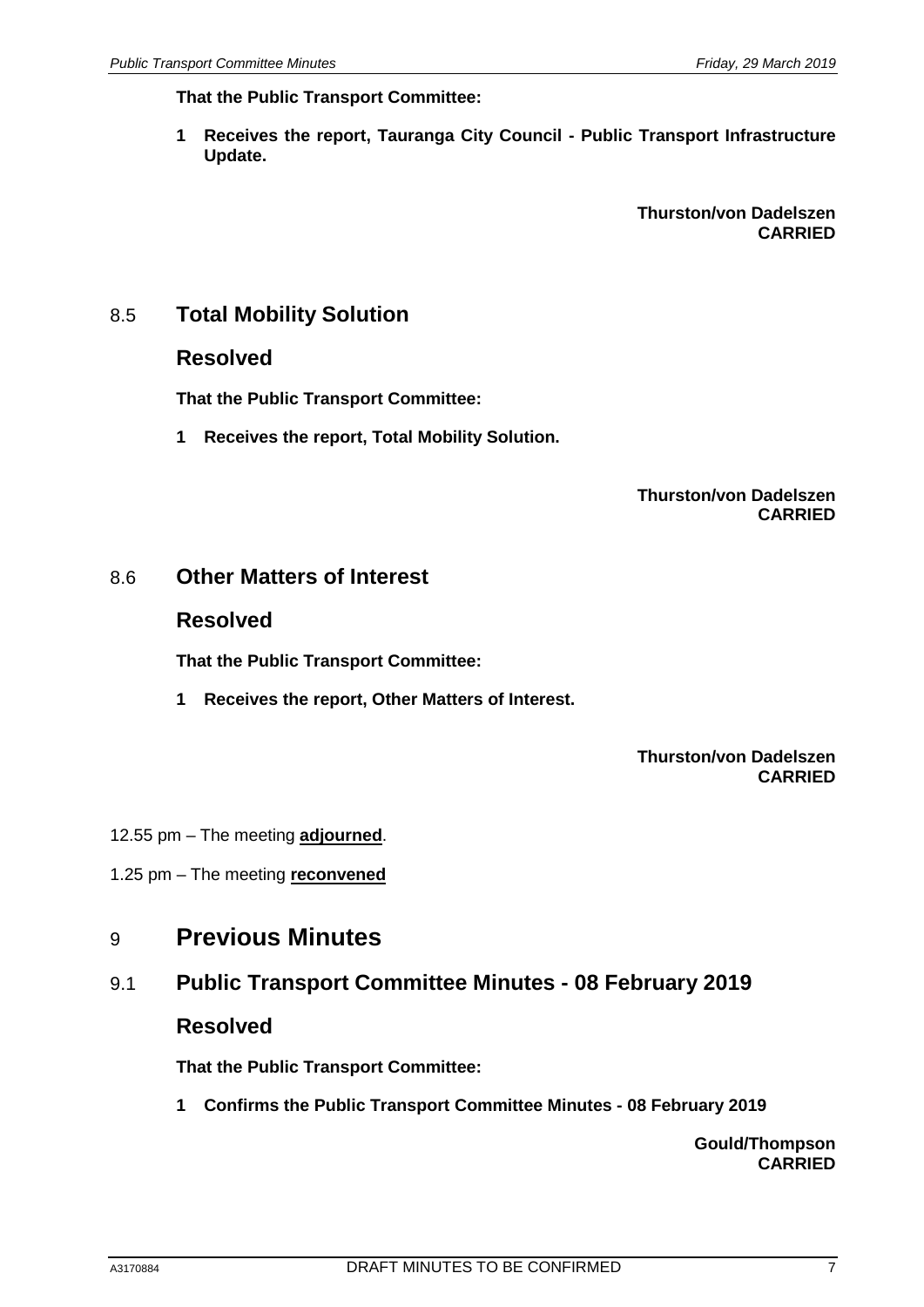**That the Public Transport Committee:**

**1 Receives the report, Tauranga City Council - Public Transport Infrastructure Update.**

**Thurston/von Dadelszen**
**CARRIED**

## 8.5 Total Mobility Solution

### Resolved

**That the Public Transport Committee:**

**1 Receives the report, Total Mobility Solution.**

**Thurston/von Dadelszen**
**CARRIED**

## 8.6 Other Matters of Interest

### Resolved

**That the Public Transport Committee:**

**1 Receives the report, Other Matters of Interest.**

**Thurston/von Dadelszen**
**CARRIED**

12.55 pm – The meeting **adjourned**.

1.25 pm – The meeting **reconvened**

# 9 Previous Minutes

## 9.1 Public Transport Committee Minutes - 08 February 2019

### Resolved

**That the Public Transport Committee:**

**1 Confirms the Public Transport Committee Minutes - 08 February 2019**

**Gould/Thompson**
**CARRIED**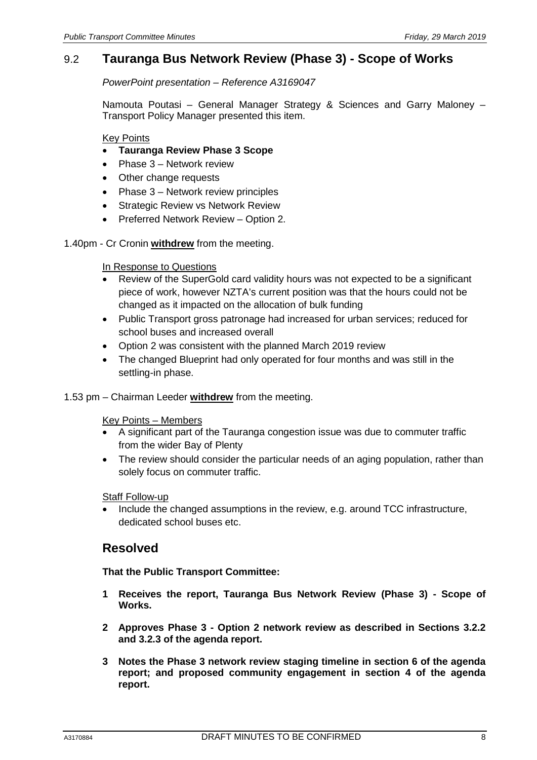## 9.2 Tauranga Bus Network Review (Phase 3) - Scope of Works

*PowerPoint presentation – Reference A3169047*

Namouta Poutasi – General Manager Strategy & Sciences and Garry Maloney – Transport Policy Manager presented this item.

Key Points

- **Tauranga Review Phase 3 Scope**
- Phase 3 – Network review
- Other change requests
- Phase 3 – Network review principles
- Strategic Review vs Network Review
- Preferred Network Review – Option 2.

1.40pm - Cr Cronin **withdrew** from the meeting.

In Response to Questions

- Review of the SuperGold card validity hours was not expected to be a significant piece of work, however NZTA's current position was that the hours could not be changed as it impacted on the allocation of bulk funding
- Public Transport gross patronage had increased for urban services; reduced for school buses and increased overall
- Option 2 was consistent with the planned March 2019 review
- The changed Blueprint had only operated for four months and was still in the settling-in phase.

1.53 pm – Chairman Leeder **withdrew** from the meeting.

Key Points – Members

- A significant part of the Tauranga congestion issue was due to commuter traffic from the wider Bay of Plenty
- The review should consider the particular needs of an aging population, rather than solely focus on commuter traffic.

Staff Follow-up

- Include the changed assumptions in the review, e.g. around TCC infrastructure, dedicated school buses etc.

## Resolved

**That the Public Transport Committee:**

**1 Receives the report, Tauranga Bus Network Review (Phase 3) - Scope of Works.**

**2 Approves Phase 3 - Option 2 network review as described in Sections 3.2.2 and 3.2.3 of the agenda report.**

**3 Notes the Phase 3 network review staging timeline in section 6 of the agenda report; and proposed community engagement in section 4 of the agenda report.**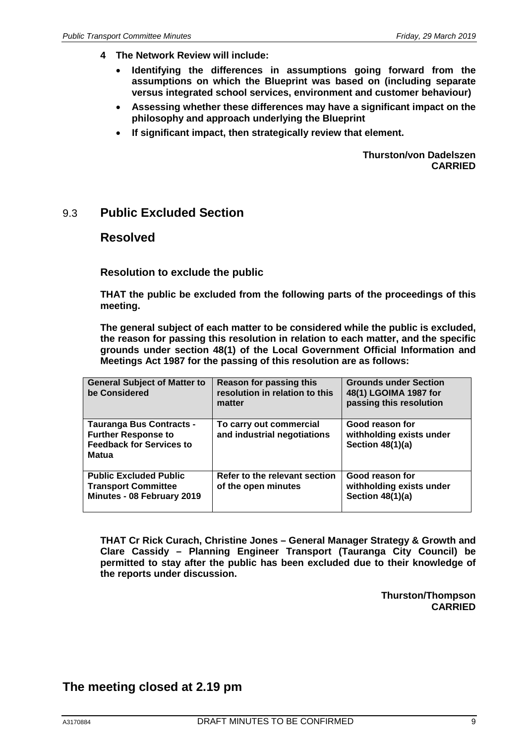**4 The Network Review will include:**

- **Identifying the differences in assumptions going forward from the assumptions on which the Blueprint was based on (including separate versus integrated school services, environment and customer behaviour)**
- **Assessing whether these differences may have a significant impact on the philosophy and approach underlying the Blueprint**
- **If significant impact, then strategically review that element.**

**Thurston/von Dadelszen**
**CARRIED**

## 9.3 Public Excluded Section

## Resolved

### Resolution to exclude the public

**THAT the public be excluded from the following parts of the proceedings of this meeting.**

**The general subject of each matter to be considered while the public is excluded, the reason for passing this resolution in relation to each matter, and the specific grounds under section 48(1) of the Local Government Official Information and Meetings Act 1987 for the passing of this resolution are as follows:**

| General Subject of Matter to be Considered | Reason for passing this resolution in relation to this matter | Grounds under Section 48(1) LGOIMA 1987 for passing this resolution |
|---|---|---|
| Tauranga Bus Contracts - Further Response to Feedback for Services to Matua | To carry out commercial and industrial negotiations | Good reason for withholding exists under Section 48(1)(a) |
| Public Excluded Public Transport Committee Minutes - 08 February 2019 | Refer to the relevant section of the open minutes | Good reason for withholding exists under Section 48(1)(a) |

**THAT Cr Rick Curach, Christine Jones – General Manager Strategy & Growth and Clare Cassidy – Planning Engineer Transport (Tauranga City Council) be permitted to stay after the public has been excluded due to their knowledge of the reports under discussion.**

**Thurston/Thompson**
**CARRIED**

## The meeting closed at 2.19 pm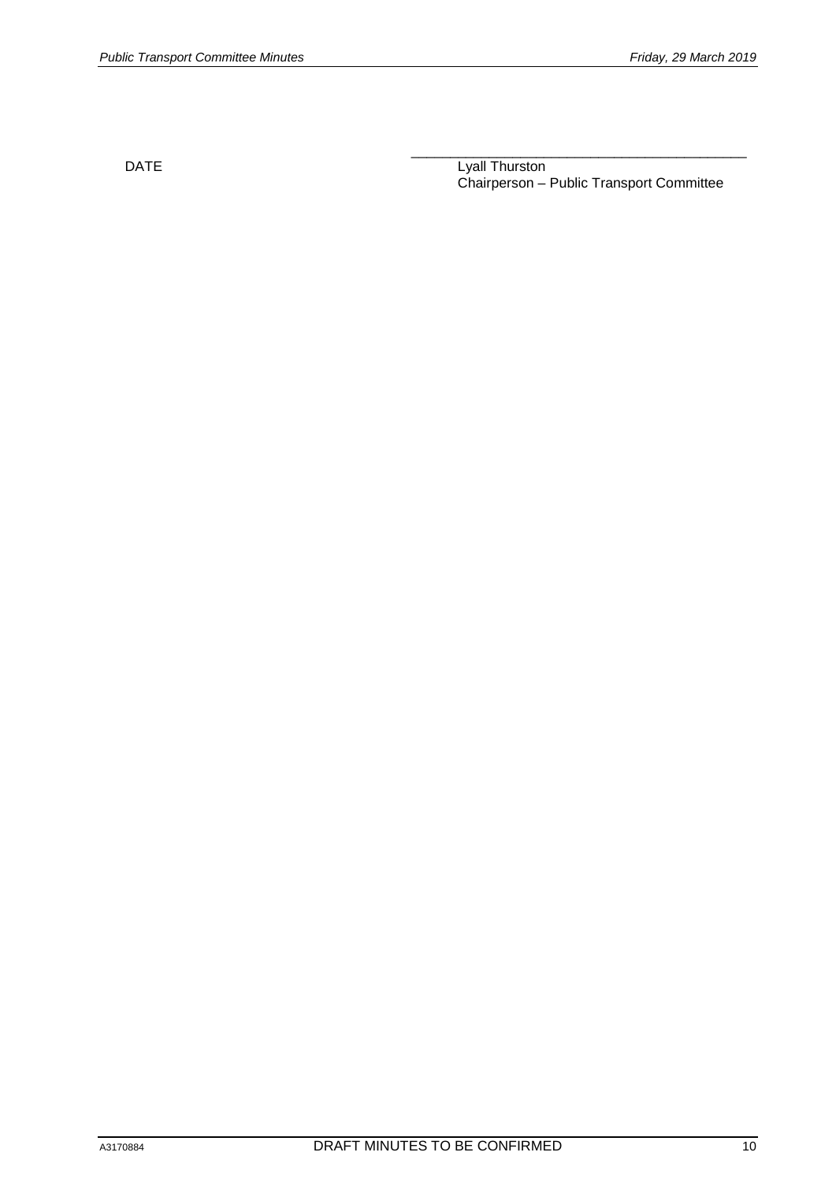DATE

\_\_\_\_\_\_\_\_\_\_\_\_\_\_\_\_\_\_\_\_\_\_\_\_\_\_\_\_\_\_\_\_\_\_\_\_\_\_\_\_\_\_\_\_

Lyall Thurston
Chairperson – Public Transport Committee